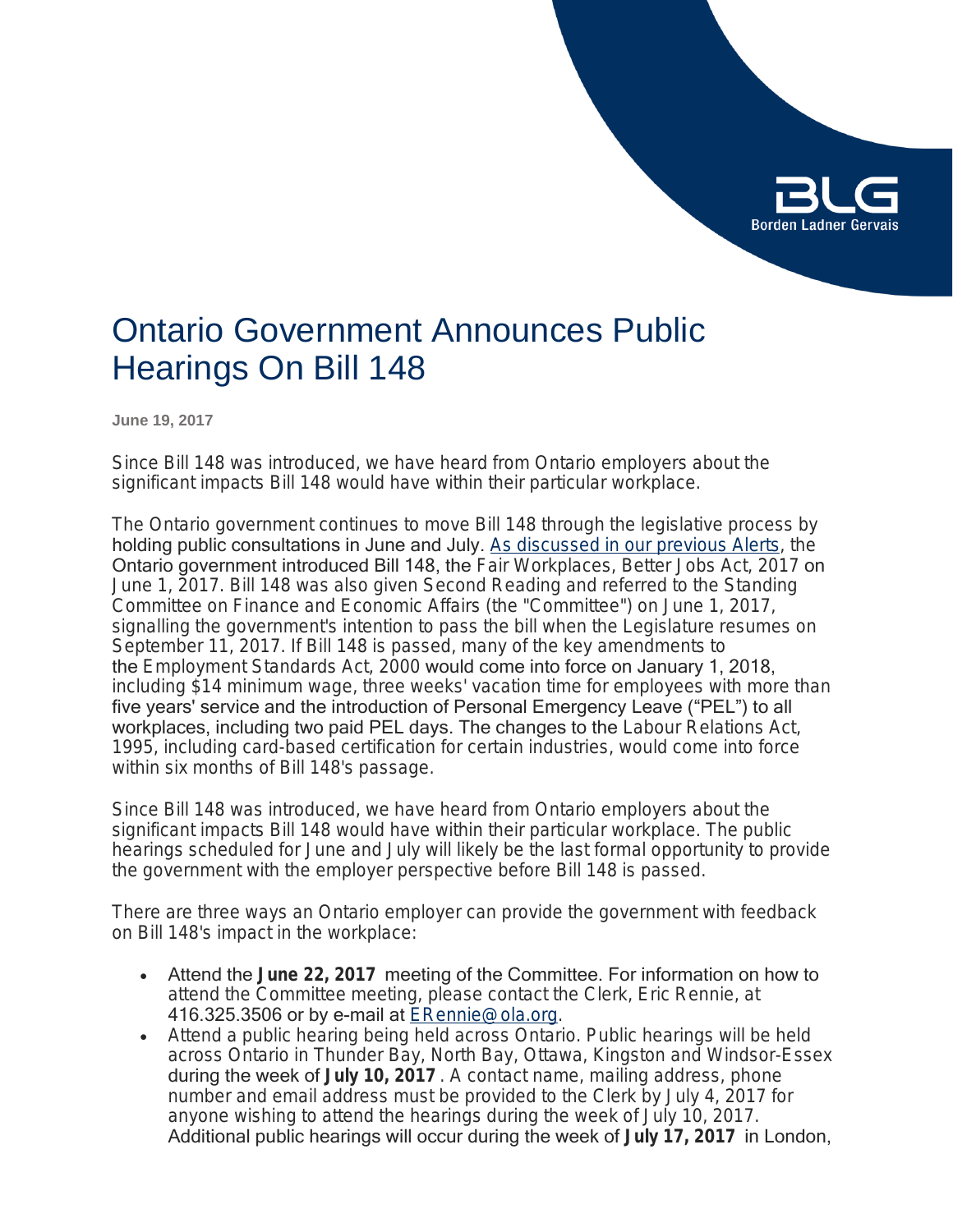# Ontario Government Announces Public Hearings On Bill 148

**June 19, 2017**

Since Bill 148 was introduced, we have heard from Ontario employers about the significant impacts Bill 148 would have within their particular workplace.

The Ontario government continues to move Bill 148 through the legislative process by holding public consultations in June and July. [As discussed in our previous Alerts](), the Ontario government introduced Bill 148, the *Fair Workplaces, Better Jobs Act, 2017* on June 1, 2017. Bill 148 was also given Second Reading and referred to the Standing Committee on Finance and Economic Affairs (the "Committee") on June 1, 2017, signalling the government's intention to pass the bill when the Legislature resumes on September 11, 2017. If Bill 148 is passed, many of the key amendments to the *Employment Standards Act, 2000* would come into force on January 1, 2018, including $14 minimum wage, three weeks' vacation time for employees with more than five years' service and the introduction of Personal Emergency Leave ("PEL") to all workplaces, including two paid PEL days. The changes to the *Labour Relations Act, 1995*, including card-based certification for certain industries, would come into force within six months of Bill 148's passage.

Since Bill 148 was introduced, we have heard from Ontario employers about the significant impacts Bill 148 would have within their particular workplace. The public hearings scheduled for June and July will likely be the last formal opportunity to provide the government with the employer perspective before Bill 148 is passed.

There are three ways an Ontario employer can provide the government with feedback on Bill 148's impact in the workplace:

- Attend the **June 22, 2017** meeting of the Committee. For information on how to attend the Committee meeting, please contact the Clerk, Eric Rennie, at 416.325.3506 or by e-mail at [ERennie@ola.org]().
- Attend a public hearing being held across Ontario. Public hearings will be held across Ontario in Thunder Bay, North Bay, Ottawa, Kingston and Windsor-Essex during the week of **July 10, 2017**. A contact name, mailing address, phone number and email address must be provided to the Clerk by July 4, 2017 for anyone wishing to attend the hearings during the week of July 10, 2017. Additional public hearings will occur during the week of **July 17, 2017** in London,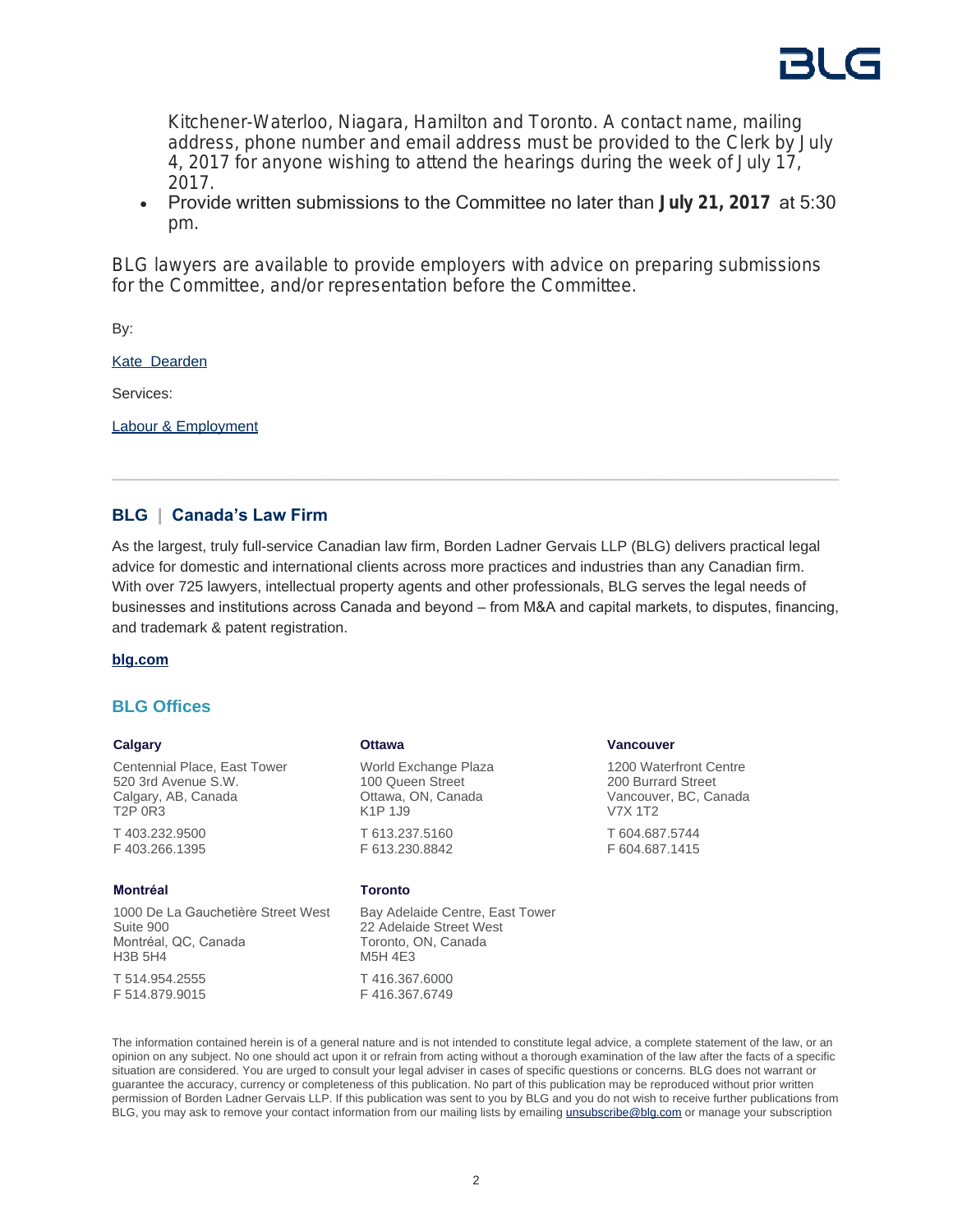Kitchener-Waterloo, Niagara, Hamilton and Toronto. A contact name, mailing address, phone number and email address must be provided to the Clerk by July 4, 2017 for anyone wishing to attend the hearings during the week of July 17, 2017.

- Provide written submissions to the Committee no later than **July 21, 2017** at 5:30 pm.

BLG lawyers are available to provide employers with advice on preparing submissions for the Committee, and/or representation before the Committee.

By:

Kate Dearden

Services:

Labour & Employment

---

## BLG | Canada's Law Firm

As the largest, truly full-service Canadian law firm, Borden Ladner Gervais LLP (BLG) delivers practical legal advice for domestic and international clients across more practices and industries than any Canadian firm. With over 725 lawyers, intellectual property agents and other professionals, BLG serves the legal needs of businesses and institutions across Canada and beyond – from M&A and capital markets, to disputes, financing, and trademark & patent registration.

**blg.com**

## BLG Offices

**Calgary**

Centennial Place, East Tower
520 3rd Avenue S.W.
Calgary, AB, Canada
T2P 0R3

T 403.232.9500
F 403.266.1395

**Ottawa**

World Exchange Plaza
100 Queen Street
Ottawa, ON, Canada
K1P 1J9

T 613.237.5160
F 613.230.8842

**Vancouver**

1200 Waterfront Centre
200 Burrard Street
Vancouver, BC, Canada
V7X 1T2

T 604.687.5744
F 604.687.1415

**Montréal**

1000 De La Gauchetière Street West
Suite 900
Montréal, QC, Canada
H3B 5H4

T 514.954.2555
F 514.879.9015

**Toronto**

Bay Adelaide Centre, East Tower
22 Adelaide Street West
Toronto, ON, Canada
M5H 4E3

T 416.367.6000
F 416.367.6749

The information contained herein is of a general nature and is not intended to constitute legal advice, a complete statement of the law, or an opinion on any subject. No one should act upon it or refrain from acting without a thorough examination of the law after the facts of a specific situation are considered. You are urged to consult your legal adviser in cases of specific questions or concerns. BLG does not warrant or guarantee the accuracy, currency or completeness of this publication. No part of this publication may be reproduced without prior written permission of Borden Ladner Gervais LLP. If this publication was sent to you by BLG and you do not wish to receive further publications from BLG, you may ask to remove your contact information from our mailing lists by emailing unsubscribe@blg.com or manage your subscription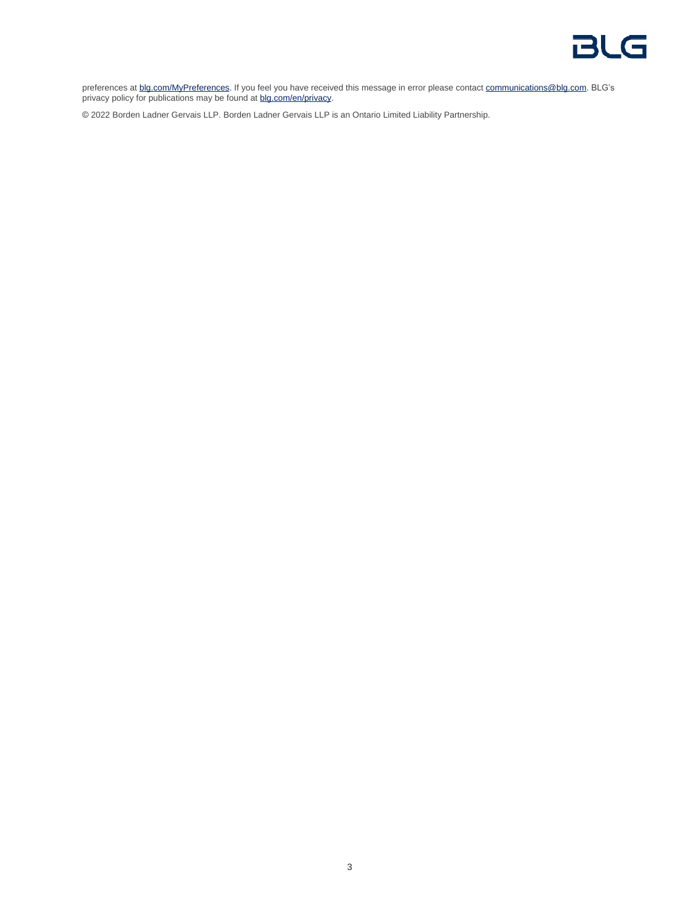preferences at blg.com/MyPreferences. If you feel you have received this message in error please contact communications@blg.com. BLG's privacy policy for publications may be found at blg.com/en/privacy.

© 2022 Borden Ladner Gervais LLP. Borden Ladner Gervais LLP is an Ontario Limited Liability Partnership.